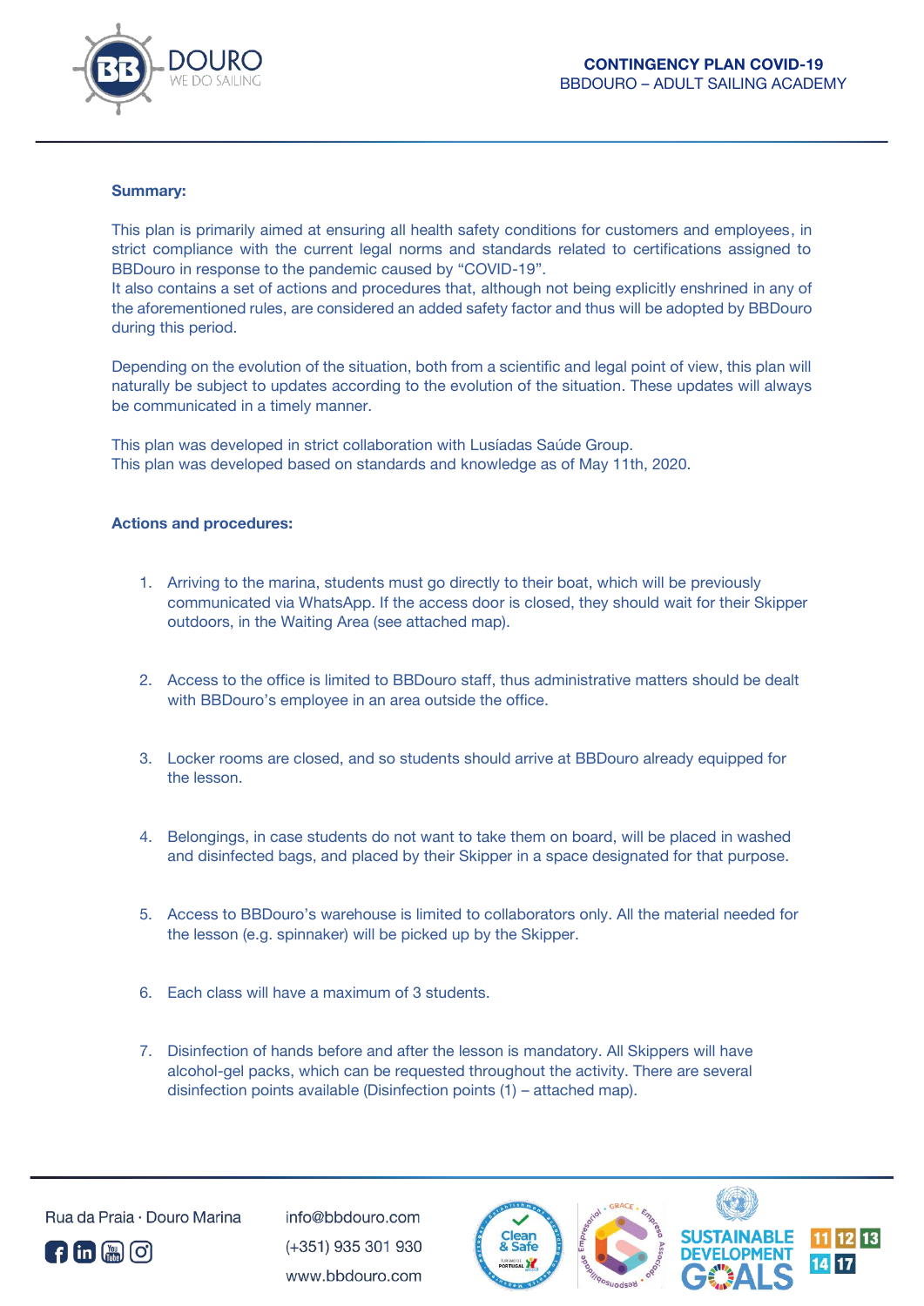# CONTINGENCY PLAN COVID-19

BBDOURO – ADULT SAILING ACADEMY

## Summary:

This plan is primarily aimed at ensuring all health safety conditions for customers and employees, in strict compliance with the current legal norms and standards related to certifications assigned to BBDouro in response to the pandemic caused by "COVID-19".
It also contains a set of actions and procedures that, although not being explicitly enshrined in any of the aforementioned rules, are considered an added safety factor and thus will be adopted by BBDouro during this period.

Depending on the evolution of the situation, both from a scientific and legal point of view, this plan will naturally be subject to updates according to the evolution of the situation. These updates will always be communicated in a timely manner.

This plan was developed in strict collaboration with Lusíadas Saúde Group.
This plan was developed based on standards and knowledge as of May 11th, 2020.

## Actions and procedures:

1. Arriving to the marina, students must go directly to their boat, which will be previously communicated via WhatsApp. If the access door is closed, they should wait for their Skipper outdoors, in the Waiting Area (see attached map).

2. Access to the office is limited to BBDouro staff, thus administrative matters should be dealt with BBDouro's employee in an area outside the office.

3. Locker rooms are closed, and so students should arrive at BBDouro already equipped for the lesson.

4. Belongings, in case students do not want to take them on board, will be placed in washed and disinfected bags, and placed by their Skipper in a space designated for that purpose.

5. Access to BBDouro's warehouse is limited to collaborators only. All the material needed for the lesson (e.g. spinnaker) will be picked up by the Skipper.

6. Each class will have a maximum of 3 students.

7. Disinfection of hands before and after the lesson is mandatory. All Skippers will have alcohol-gel packs, which can be requested throughout the activity. There are several disinfection points available (Disinfection points (1) – attached map).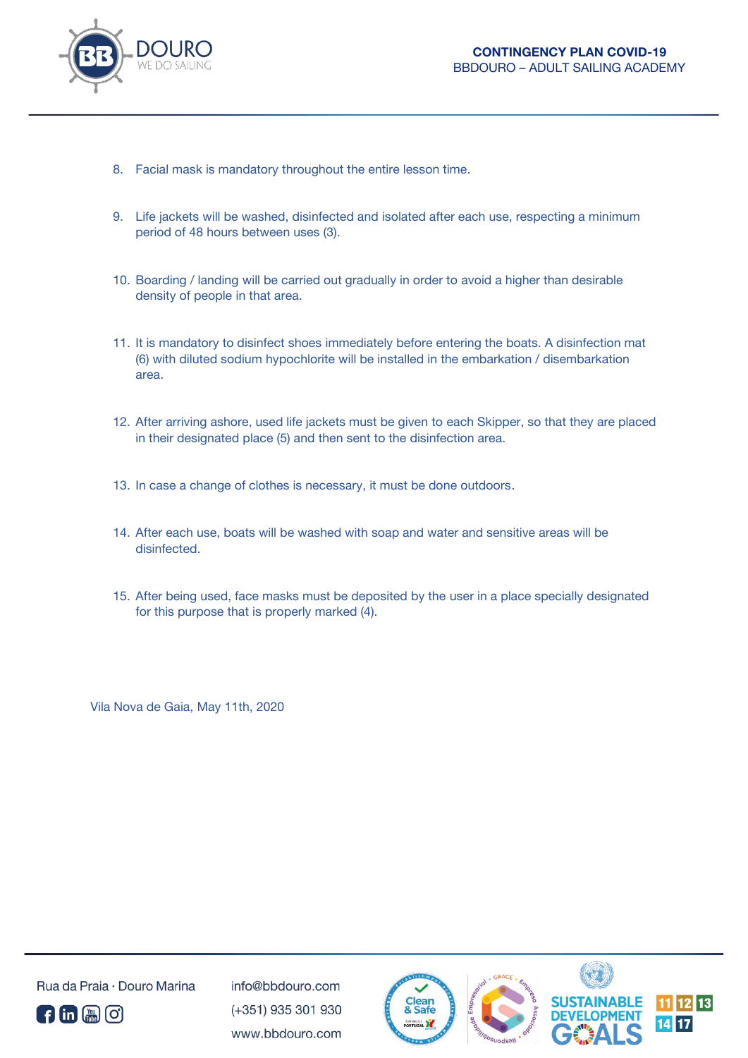8. Facial mask is mandatory throughout the entire lesson time.

9. Life jackets will be washed, disinfected and isolated after each use, respecting a minimum period of 48 hours between uses (3).

10. Boarding / landing will be carried out gradually in order to avoid a higher than desirable density of people in that area.

11. It is mandatory to disinfect shoes immediately before entering the boats. A disinfection mat (6) with diluted sodium hypochlorite will be installed in the embarkation / disembarkation area.

12. After arriving ashore, used life jackets must be given to each Skipper, so that they are placed in their designated place (5) and then sent to the disinfection area.

13. In case a change of clothes is necessary, it must be done outdoors.

14. After each use, boats will be washed with soap and water and sensitive areas will be disinfected.

15. After being used, face masks must be deposited by the user in a place specially designated for this purpose that is properly marked (4).

Vila Nova de Gaia, May 11th, 2020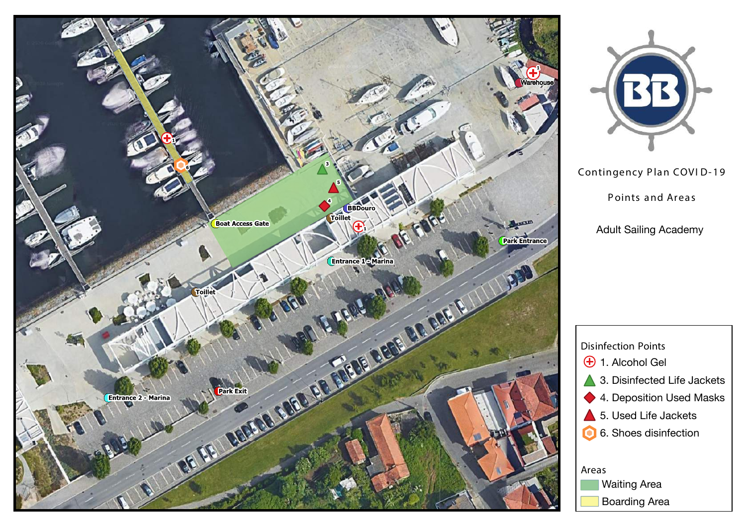Contingency Plan COVID-19

Points and Areas

Adult Sailing Academy

Warehouse

Boat Access Gate

BBDouro

Toillet

Park Entrance

Entrance 1 - Marina

Toillet

Entrance 2 - Marina

Park Exit

Disinfection Points

1. Alcohol Gel

3. Disinfected Life Jackets

4. Deposition Used Masks

5. Used Life Jackets

6. Shoes disinfection

Areas

Waiting Area

Boarding Area